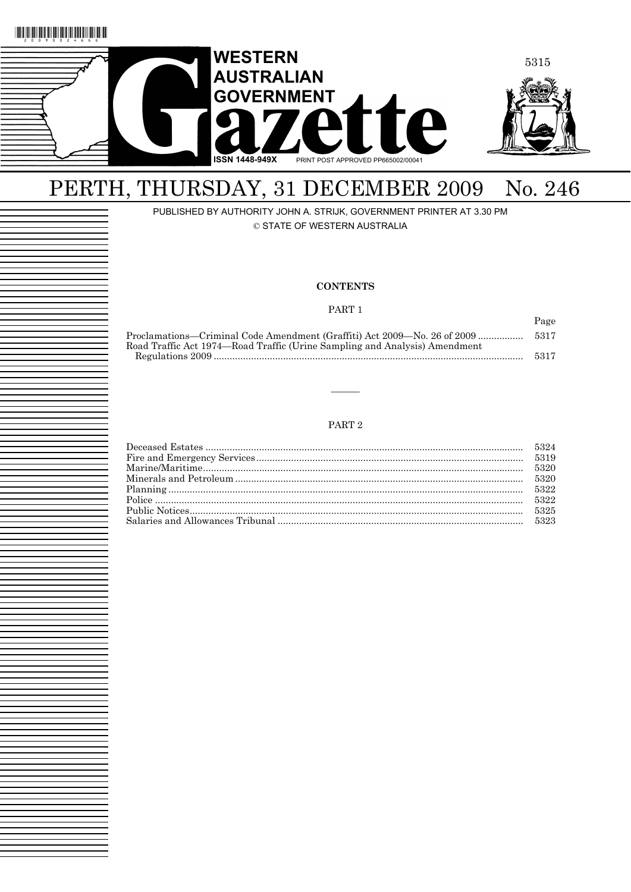# WESTERN AUSTRALIAN GOVERNMENT Gazette

ISSN 1448-949X PRINT POST APPROVED PP665002/00041

## PERTH, THURSDAY, 31 DECEMBER 2009 No. 246

PUBLISHED BY AUTHORITY JOHN A. STRIJK, GOVERNMENT PRINTER AT 3.30 PM

© STATE OF WESTERN AUSTRALIA

**CONTENTS**

PART 1

| | Page |
|---|---|
| Proclamations—Criminal Code Amendment (Graffiti) Act 2009—No. 26 of 2009 | 5317 |
| Road Traffic Act 1974—Road Traffic (Urine Sampling and Analysis) Amendment Regulations 2009 | 5317 |

———

PART 2

| | |
|---|---|
| Deceased Estates | 5324 |
| Fire and Emergency Services | 5319 |
| Marine/Maritime | 5320 |
| Minerals and Petroleum | 5320 |
| Planning | 5322 |
| Police | 5322 |
| Public Notices | 5325 |
| Salaries and Allowances Tribunal | 5323 |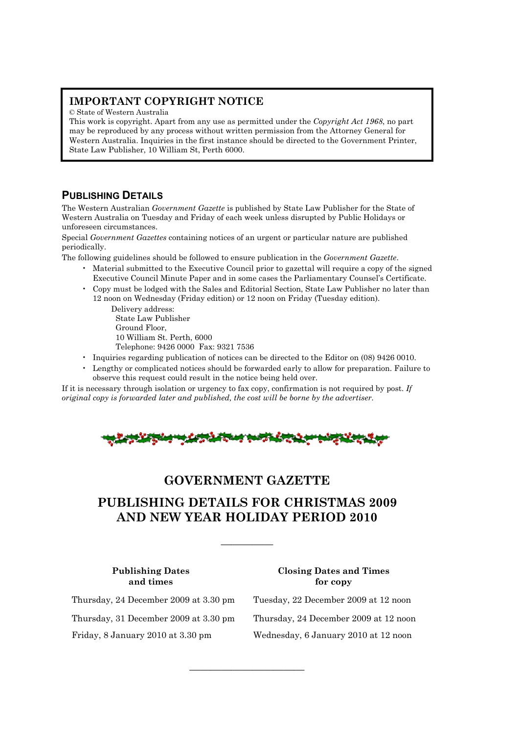## IMPORTANT COPYRIGHT NOTICE

© State of Western Australia

This work is copyright. Apart from any use as permitted under the *Copyright Act 1968*, no part may be reproduced by any process without written permission from the Attorney General for Western Australia. Inquiries in the first instance should be directed to the Government Printer, State Law Publisher, 10 William St, Perth 6000.

## PUBLISHING DETAILS

The Western Australian *Government Gazette* is published by State Law Publisher for the State of Western Australia on Tuesday and Friday of each week unless disrupted by Public Holidays or unforeseen circumstances.

Special *Government Gazettes* containing notices of an urgent or particular nature are published periodically.

The following guidelines should be followed to ensure publication in the *Government Gazette*.

- Material submitted to the Executive Council prior to gazettal will require a copy of the signed Executive Council Minute Paper and in some cases the Parliamentary Counsel's Certificate.
- Copy must be lodged with the Sales and Editorial Section, State Law Publisher no later than 12 noon on Wednesday (Friday edition) or 12 noon on Friday (Tuesday edition).

  Delivery address:
  State Law Publisher
  Ground Floor,
  10 William St. Perth, 6000
  Telephone: 9426 0000 Fax: 9321 7536

- Inquiries regarding publication of notices can be directed to the Editor on (08) 9426 0010.
- Lengthy or complicated notices should be forwarded early to allow for preparation. Failure to observe this request could result in the notice being held over.

If it is necessary through isolation or urgency to fax copy, confirmation is not required by post. *If original copy is forwarded later and published, the cost will be borne by the advertiser.*

# GOVERNMENT GAZETTE

# PUBLISHING DETAILS FOR CHRISTMAS 2009 AND NEW YEAR HOLIDAY PERIOD 2010

---

| Publishing Dates and times | Closing Dates and Times for copy |
|---|---|
| Thursday, 24 December 2009 at 3.30 pm | Tuesday, 22 December 2009 at 12 noon |
| Thursday, 31 December 2009 at 3.30 pm | Thursday, 24 December 2009 at 12 noon |
| Friday, 8 January 2010 at 3.30 pm | Wednesday, 6 January 2010 at 12 noon |

---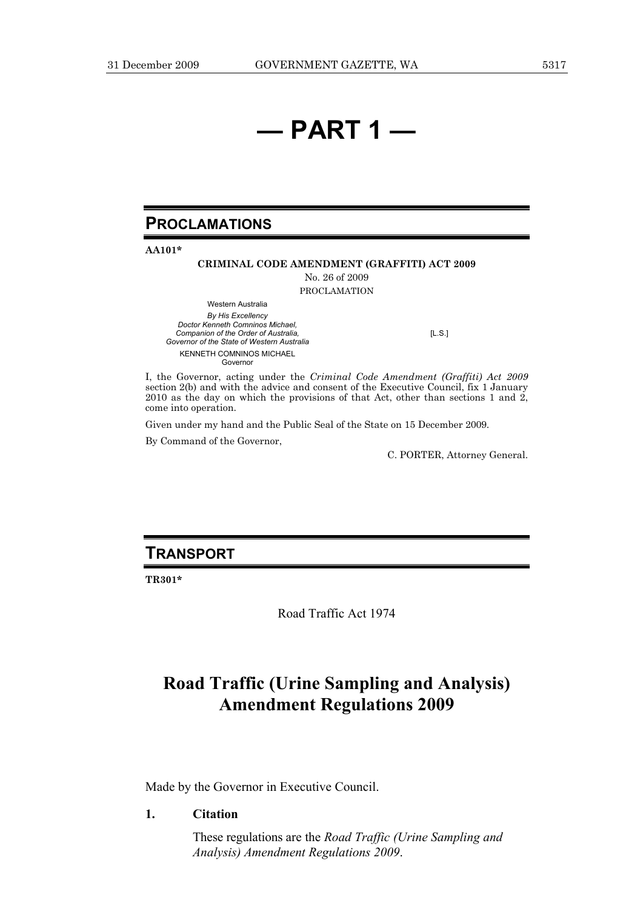# — PART 1 —

## PROCLAMATIONS

**AA101***

**CRIMINAL CODE AMENDMENT (GRAFFITI) ACT 2009**

No. 26 of 2009

PROCLAMATION

Western Australia

*By His Excellency*
*Doctor Kenneth Comninos Michael,*
*Companion of the Order of Australia,*
*Governor of the State of Western Australia*

[L.S.]

KENNETH COMNINOS MICHAEL
Governor

I, the Governor, acting under the *Criminal Code Amendment (Graffiti) Act 2009* section 2(b) and with the advice and consent of the Executive Council, fix 1 January 2010 as the day on which the provisions of that Act, other than sections 1 and 2, come into operation.

Given under my hand and the Public Seal of the State on 15 December 2009.

By Command of the Governor,

C. PORTER, Attorney General.

## TRANSPORT

**TR301***

Road Traffic Act 1974

# Road Traffic (Urine Sampling and Analysis) Amendment Regulations 2009

Made by the Governor in Executive Council.

**1. Citation**

These regulations are the *Road Traffic (Urine Sampling and Analysis) Amendment Regulations 2009*.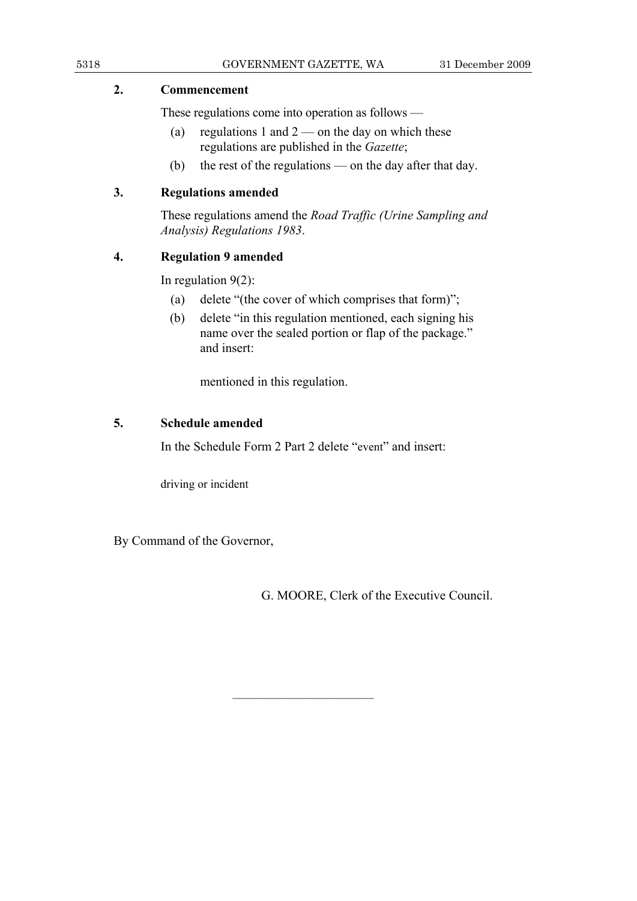## 2. Commencement

These regulations come into operation as follows —

(a) regulations 1 and 2 — on the day on which these regulations are published in the *Gazette*;

(b) the rest of the regulations — on the day after that day.

## 3. Regulations amended

These regulations amend the *Road Traffic (Urine Sampling and Analysis) Regulations 1983*.

## 4. Regulation 9 amended

In regulation 9(2):

(a) delete "(the cover of which comprises that form)";

(b) delete "in this regulation mentioned, each signing his name over the sealed portion or flap of the package." and insert:

mentioned in this regulation.

## 5. Schedule amended

In the Schedule Form 2 Part 2 delete "event" and insert:

driving or incident

By Command of the Governor,

G. MOORE, Clerk of the Executive Council.

---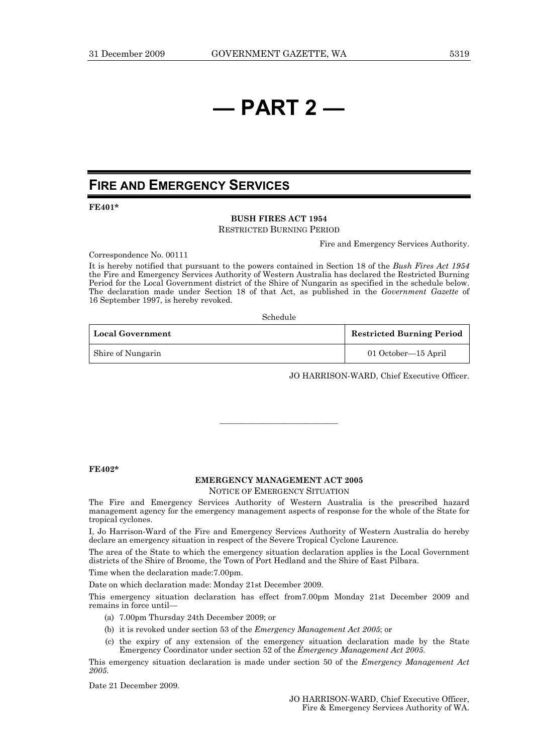# — PART 2 —

## FIRE AND EMERGENCY SERVICES

**FE401***

**BUSH FIRES ACT 1954**

RESTRICTED BURNING PERIOD

Fire and Emergency Services Authority.

Correspondence No. 00111

It is hereby notified that pursuant to the powers contained in Section 18 of the *Bush Fires Act 1954* the Fire and Emergency Services Authority of Western Australia has declared the Restricted Burning Period for the Local Government district of the Shire of Nungarin as specified in the schedule below. The declaration made under Section 18 of that Act, as published in the *Government Gazette* of 16 September 1997, is hereby revoked.

Schedule

| Local Government | Restricted Burning Period |
|---|---|
| Shire of Nungarin | 01 October—15 April |

JO HARRISON-WARD, Chief Executive Officer.

---

**FE402***

**EMERGENCY MANAGEMENT ACT 2005**

NOTICE OF EMERGENCY SITUATION

The Fire and Emergency Services Authority of Western Australia is the prescribed hazard management agency for the emergency management aspects of response for the whole of the State for tropical cyclones.

I, Jo Harrison-Ward of the Fire and Emergency Services Authority of Western Australia do hereby declare an emergency situation in respect of the Severe Tropical Cyclone Laurence.

The area of the State to which the emergency situation declaration applies is the Local Government districts of the Shire of Broome, the Town of Port Hedland and the Shire of East Pilbara.

Time when the declaration made:7.00pm.

Date on which declaration made: Monday 21st December 2009.

This emergency situation declaration has effect from7.00pm Monday 21st December 2009 and remains in force until—

- (a) 7.00pm Thursday 24th December 2009; or
- (b) it is revoked under section 53 of the *Emergency Management Act 2005*; or
- (c) the expiry of any extension of the emergency situation declaration made by the State Emergency Coordinator under section 52 of the *Emergency Management Act 2005*.

This emergency situation declaration is made under section 50 of the *Emergency Management Act 2005*.

Date 21 December 2009.

JO HARRISON-WARD, Chief Executive Officer,
Fire & Emergency Services Authority of WA.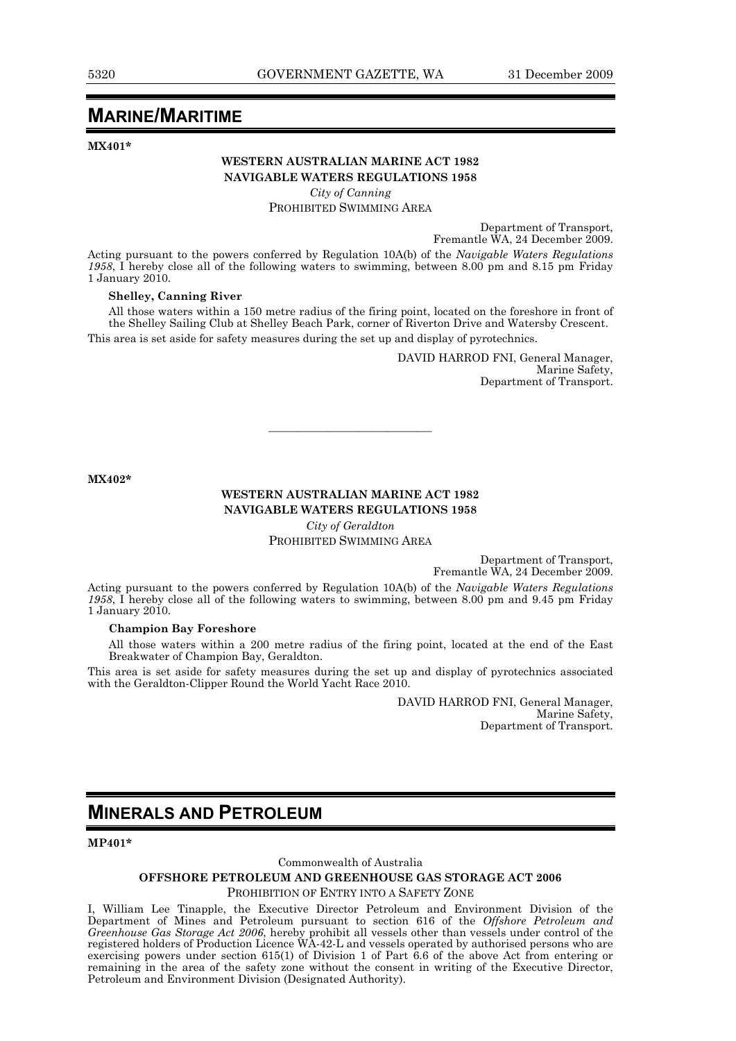# MARINE/MARITIME

**MX401***

**WESTERN AUSTRALIAN MARINE ACT 1982**
**NAVIGABLE WATERS REGULATIONS 1958**

*City of Canning*

PROHIBITED SWIMMING AREA

Department of Transport,
Fremantle WA, 24 December 2009.

Acting pursuant to the powers conferred by Regulation 10A(b) of the *Navigable Waters Regulations 1958*, I hereby close all of the following waters to swimming, between 8.00 pm and 8.15 pm Friday 1 January 2010.

**Shelley, Canning River**

All those waters within a 150 metre radius of the firing point, located on the foreshore in front of the Shelley Sailing Club at Shelley Beach Park, corner of Riverton Drive and Watersby Crescent.

This area is set aside for safety measures during the set up and display of pyrotechnics.

DAVID HARROD FNI, General Manager,
Marine Safety,
Department of Transport.

---

**MX402***

**WESTERN AUSTRALIAN MARINE ACT 1982**
**NAVIGABLE WATERS REGULATIONS 1958**

*City of Geraldton*

PROHIBITED SWIMMING AREA

Department of Transport,
Fremantle WA, 24 December 2009.

Acting pursuant to the powers conferred by Regulation 10A(b) of the *Navigable Waters Regulations 1958*, I hereby close all of the following waters to swimming, between 8.00 pm and 9.45 pm Friday 1 January 2010.

**Champion Bay Foreshore**

All those waters within a 200 metre radius of the firing point, located at the end of the East Breakwater of Champion Bay, Geraldton.

This area is set aside for safety measures during the set up and display of pyrotechnics associated with the Geraldton-Clipper Round the World Yacht Race 2010.

DAVID HARROD FNI, General Manager,
Marine Safety,
Department of Transport.

# MINERALS AND PETROLEUM

**MP401***

Commonwealth of Australia

**OFFSHORE PETROLEUM AND GREENHOUSE GAS STORAGE ACT 2006**

PROHIBITION OF ENTRY INTO A SAFETY ZONE

I, William Lee Tinapple, the Executive Director Petroleum and Environment Division of the Department of Mines and Petroleum pursuant to section 616 of the *Offshore Petroleum and Greenhouse Gas Storage Act 2006*, hereby prohibit all vessels other than vessels under control of the registered holders of Production Licence WA-42-L and vessels operated by authorised persons who are exercising powers under section 615(1) of Division 1 of Part 6.6 of the above Act from entering or remaining in the area of the safety zone without the consent in writing of the Executive Director, Petroleum and Environment Division (Designated Authority).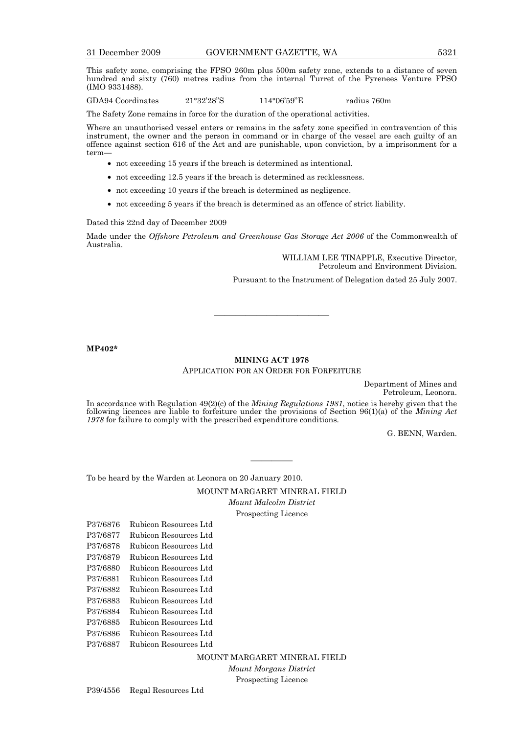This safety zone, comprising the FPSO 260m plus 500m safety zone, extends to a distance of seven hundred and sixty (760) metres radius from the internal Turret of the Pyrenees Venture FPSO (IMO 9331488).

GDA94 Coordinates 21°32'28"S 114°06'59"E radius 760m

The Safety Zone remains in force for the duration of the operational activities.

Where an unauthorised vessel enters or remains in the safety zone specified in contravention of this instrument, the owner and the person in command or in charge of the vessel are each guilty of an offence against section 616 of the Act and are punishable, upon conviction, by a imprisonment for a term—

- not exceeding 15 years if the breach is determined as intentional.
- not exceeding 12.5 years if the breach is determined as recklessness.
- not exceeding 10 years if the breach is determined as negligence.
- not exceeding 5 years if the breach is determined as an offence of strict liability.

Dated this 22nd day of December 2009

Made under the *Offshore Petroleum and Greenhouse Gas Storage Act 2006* of the Commonwealth of Australia.

WILLIAM LEE TINAPPLE, Executive Director,
Petroleum and Environment Division.

Pursuant to the Instrument of Delegation dated 25 July 2007.

---

**MP402***

## MINING ACT 1978

APPLICATION FOR AN ORDER FOR FORFEITURE

Department of Mines and
Petroleum, Leonora.

In accordance with Regulation 49(2)(c) of the *Mining Regulations 1981*, notice is hereby given that the following licences are liable to forfeiture under the provisions of Section 96(1)(a) of the *Mining Act 1978* for failure to comply with the prescribed expenditure conditions.

G. BENN, Warden.

---

To be heard by the Warden at Leonora on 20 January 2010.

MOUNT MARGARET MINERAL FIELD

*Mount Malcolm District*

Prospecting Licence

P37/6876 Rubicon Resources Ltd
P37/6877 Rubicon Resources Ltd
P37/6878 Rubicon Resources Ltd
P37/6879 Rubicon Resources Ltd
P37/6880 Rubicon Resources Ltd
P37/6881 Rubicon Resources Ltd
P37/6882 Rubicon Resources Ltd
P37/6883 Rubicon Resources Ltd
P37/6884 Rubicon Resources Ltd
P37/6885 Rubicon Resources Ltd
P37/6886 Rubicon Resources Ltd
P37/6887 Rubicon Resources Ltd

MOUNT MARGARET MINERAL FIELD

*Mount Morgans District*

Prospecting Licence

P39/4556 Regal Resources Ltd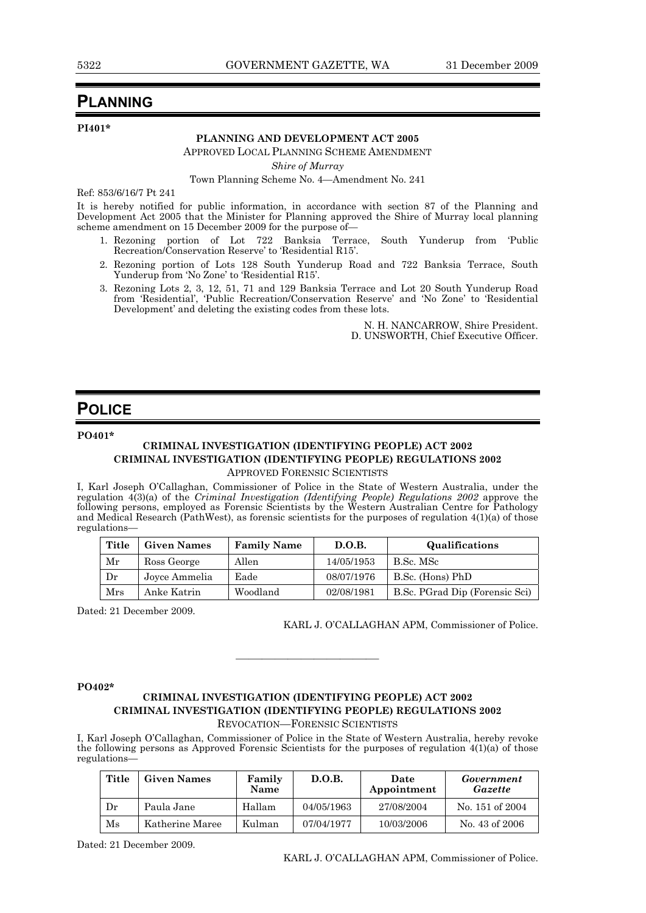# PLANNING

**PI401***

**PLANNING AND DEVELOPMENT ACT 2005**

APPROVED LOCAL PLANNING SCHEME AMENDMENT

*Shire of Murray*

Town Planning Scheme No. 4—Amendment No. 241

Ref: 853/6/16/7 Pt 241

It is hereby notified for public information, in accordance with section 87 of the Planning and Development Act 2005 that the Minister for Planning approved the Shire of Murray local planning scheme amendment on 15 December 2009 for the purpose of—

1. Rezoning portion of Lot 722 Banksia Terrace, South Yunderup from 'Public Recreation/Conservation Reserve' to 'Residential R15'.
2. Rezoning portion of Lots 128 South Yunderup Road and 722 Banksia Terrace, South Yunderup from 'No Zone' to 'Residential R15'.
3. Rezoning Lots 2, 3, 12, 51, 71 and 129 Banksia Terrace and Lot 20 South Yunderup Road from 'Residential', 'Public Recreation/Conservation Reserve' and 'No Zone' to 'Residential Development' and deleting the existing codes from these lots.

N. H. NANCARROW, Shire President.
D. UNSWORTH, Chief Executive Officer.

# POLICE

**PO401***

**CRIMINAL INVESTIGATION (IDENTIFYING PEOPLE) ACT 2002**
**CRIMINAL INVESTIGATION (IDENTIFYING PEOPLE) REGULATIONS 2002**

APPROVED FORENSIC SCIENTISTS

I, Karl Joseph O'Callaghan, Commissioner of Police in the State of Western Australia, under the regulation 4(3)(a) of the *Criminal Investigation (Identifying People) Regulations 2002* approve the following persons, employed as Forensic Scientists by the Western Australian Centre for Pathology and Medical Research (PathWest), as forensic scientists for the purposes of regulation 4(1)(a) of those regulations—

| Title | Given Names | Family Name | D.O.B. | Qualifications |
|---|---|---|---|---|
| Mr | Ross George | Allen | 14/05/1953 | B.Sc. MSc |
| Dr | Joyce Ammelia | Eade | 08/07/1976 | B.Sc. (Hons) PhD |
| Mrs | Anke Katrin | Woodland | 02/08/1981 | B.Sc. PGrad Dip (Forensic Sci) |

Dated: 21 December 2009.

KARL J. O'CALLAGHAN APM, Commissioner of Police.

---

**PO402***

**CRIMINAL INVESTIGATION (IDENTIFYING PEOPLE) ACT 2002**
**CRIMINAL INVESTIGATION (IDENTIFYING PEOPLE) REGULATIONS 2002**

REVOCATION—FORENSIC SCIENTISTS

I, Karl Joseph O'Callaghan, Commissioner of Police in the State of Western Australia, hereby revoke the following persons as Approved Forensic Scientists for the purposes of regulation 4(1)(a) of those regulations—

| Title | Given Names | Family Name | D.O.B. | Date Appointment | *Government Gazette* |
|---|---|---|---|---|---|
| Dr | Paula Jane | Hallam | 04/05/1963 | 27/08/2004 | No. 151 of 2004 |
| Ms | Katherine Maree | Kulman | 07/04/1977 | 10/03/2006 | No. 43 of 2006 |

Dated: 21 December 2009.

KARL J. O'CALLAGHAN APM, Commissioner of Police.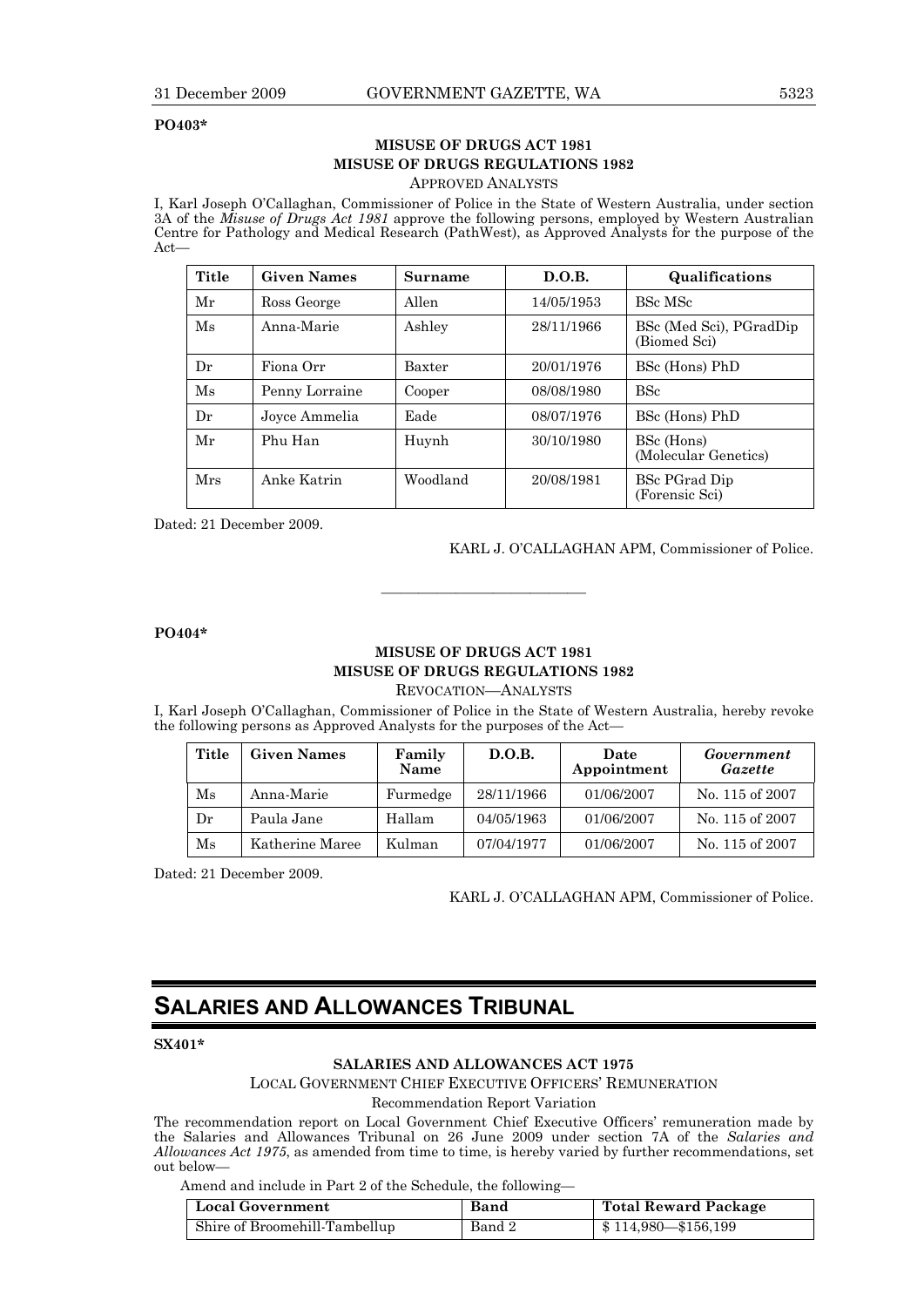**PO403***

**MISUSE OF DRUGS ACT 1981**
**MISUSE OF DRUGS REGULATIONS 1982**

APPROVED ANALYSTS

I, Karl Joseph O'Callaghan, Commissioner of Police in the State of Western Australia, under section 3A of the *Misuse of Drugs Act 1981* approve the following persons, employed by Western Australian Centre for Pathology and Medical Research (PathWest), as Approved Analysts for the purpose of the Act—

| Title | Given Names | Surname | D.O.B. | Qualifications |
|---|---|---|---|---|
| Mr | Ross George | Allen | 14/05/1953 | BSc MSc |
| Ms | Anna-Marie | Ashley | 28/11/1966 | BSc (Med Sci), PGradDip (Biomed Sci) |
| Dr | Fiona Orr | Baxter | 20/01/1976 | BSc (Hons) PhD |
| Ms | Penny Lorraine | Cooper | 08/08/1980 | BSc |
| Dr | Joyce Ammelia | Eade | 08/07/1976 | BSc (Hons) PhD |
| Mr | Phu Han | Huynh | 30/10/1980 | BSc (Hons) (Molecular Genetics) |
| Mrs | Anke Katrin | Woodland | 20/08/1981 | BSc PGrad Dip (Forensic Sci) |

Dated: 21 December 2009.

KARL J. O'CALLAGHAN APM, Commissioner of Police.

---

**PO404***

**MISUSE OF DRUGS ACT 1981**
**MISUSE OF DRUGS REGULATIONS 1982**

REVOCATION—ANALYSTS

I, Karl Joseph O'Callaghan, Commissioner of Police in the State of Western Australia, hereby revoke the following persons as Approved Analysts for the purposes of the Act—

| Title | Given Names | Family Name | D.O.B. | Date Appointment | *Government Gazette* |
|---|---|---|---|---|---|
| Ms | Anna-Marie | Furmedge | 28/11/1966 | 01/06/2007 | No. 115 of 2007 |
| Dr | Paula Jane | Hallam | 04/05/1963 | 01/06/2007 | No. 115 of 2007 |
| Ms | Katherine Maree | Kulman | 07/04/1977 | 01/06/2007 | No. 115 of 2007 |

Dated: 21 December 2009.

KARL J. O'CALLAGHAN APM, Commissioner of Police.

# SALARIES AND ALLOWANCES TRIBUNAL

**SX401***

**SALARIES AND ALLOWANCES ACT 1975**

LOCAL GOVERNMENT CHIEF EXECUTIVE OFFICERS' REMUNERATION

Recommendation Report Variation

The recommendation report on Local Government Chief Executive Officers' remuneration made by the Salaries and Allowances Tribunal on 26 June 2009 under section 7A of the *Salaries and Allowances Act 1975*, as amended from time to time, is hereby varied by further recommendations, set out below—

Amend and include in Part 2 of the Schedule, the following—

| Local Government | Band | Total Reward Package |
|---|---|---|
| Shire of Broomehill-Tambellup | Band 2 | $ 114,980—$156,199 |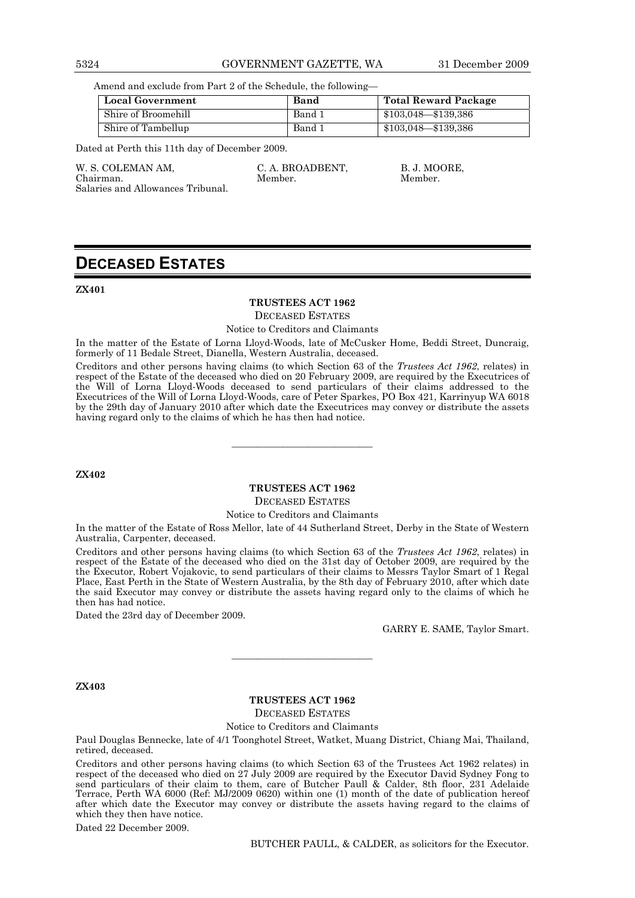Amend and exclude from Part 2 of the Schedule, the following—

| Local Government | Band | Total Reward Package |
| --- | --- | --- |
| Shire of Broomehill | Band 1 | $103,048—$139,386 |
| Shire of Tambellup | Band 1 | $103,048—$139,386 |

Dated at Perth this 11th day of December 2009.

W. S. COLEMAN AM, Chairman. Salaries and Allowances Tribunal.

C. A. BROADBENT, Member.

B. J. MOORE, Member.

# DECEASED ESTATES

**ZX401**

**TRUSTEES ACT 1962**

DECEASED ESTATES

Notice to Creditors and Claimants

In the matter of the Estate of Lorna Lloyd-Woods, late of McCusker Home, Beddi Street, Duncraig, formerly of 11 Bedale Street, Dianella, Western Australia, deceased.

Creditors and other persons having claims (to which Section 63 of the *Trustees Act 1962*, relates) in respect of the Estate of the deceased who died on 20 February 2009, are required by the Executrices of the Will of Lorna Lloyd-Woods deceased to send particulars of their claims addressed to the Executrices of the Will of Lorna Lloyd-Woods, care of Peter Sparkes, PO Box 421, Karrinyup WA 6018 by the 29th day of January 2010 after which date the Executrices may convey or distribute the assets having regard only to the claims of which he has then had notice.

---

**ZX402**

**TRUSTEES ACT 1962**

DECEASED ESTATES

Notice to Creditors and Claimants

In the matter of the Estate of Ross Mellor, late of 44 Sutherland Street, Derby in the State of Western Australia, Carpenter, deceased.

Creditors and other persons having claims (to which Section 63 of the *Trustees Act 1962*, relates) in respect of the Estate of the deceased who died on the 31st day of October 2009, are required by the the Executor, Robert Vojakovic, to send particulars of their claims to Messrs Taylor Smart of 1 Regal Place, East Perth in the State of Western Australia, by the 8th day of February 2010, after which date the said Executor may convey or distribute the assets having regard only to the claims of which he then has had notice.

Dated the 23rd day of December 2009.

GARRY E. SAME, Taylor Smart.

---

**ZX403**

**TRUSTEES ACT 1962**

DECEASED ESTATES

Notice to Creditors and Claimants

Paul Douglas Bennecke, late of 4/1 Toonghotel Street, Watket, Muang District, Chiang Mai, Thailand, retired, deceased.

Creditors and other persons having claims (to which Section 63 of the Trustees Act 1962 relates) in respect of the deceased who died on 27 July 2009 are required by the Executor David Sydney Fong to send particulars of their claim to them, care of Butcher Paull & Calder, 8th floor, 231 Adelaide Terrace, Perth WA 6000 (Ref: MJ/2009 0620) within one (1) month of the date of publication hereof after which date the Executor may convey or distribute the assets having regard to the claims of which they then have notice.

Dated 22 December 2009.

BUTCHER PAULL, & CALDER, as solicitors for the Executor.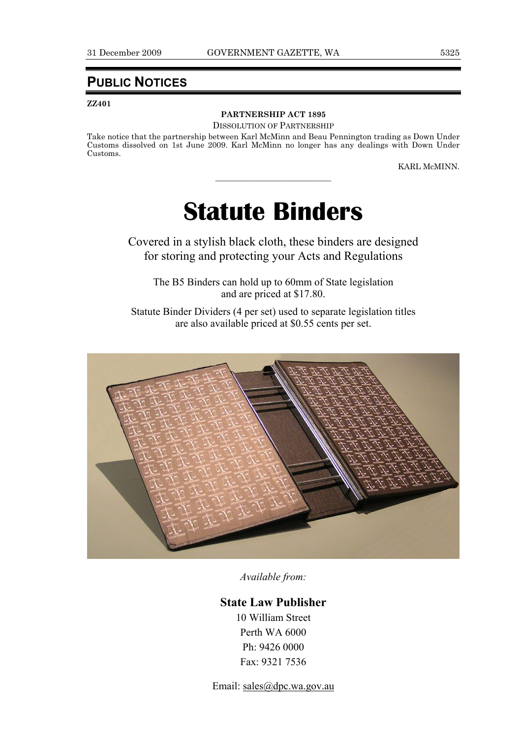## PUBLIC NOTICES

**ZZ401**

**PARTNERSHIP ACT 1895**

DISSOLUTION OF PARTNERSHIP

Take notice that the partnership between Karl McMinn and Beau Pennington trading as Down Under Customs dissolved on 1st June 2009. Karl McMinn no longer has any dealings with Down Under Customs.

KARL McMINN.

---

# Statute Binders

Covered in a stylish black cloth, these binders are designed for storing and protecting your Acts and Regulations

The B5 Binders can hold up to 60mm of State legislation and are priced at $17.80.

Statute Binder Dividers (4 per set) used to separate legislation titles are also available priced at $0.55 cents per set.

*Available from:*

**State Law Publisher**

10 William Street
Perth WA 6000
Ph: 9426 0000
Fax: 9321 7536

Email: sales@dpc.wa.gov.au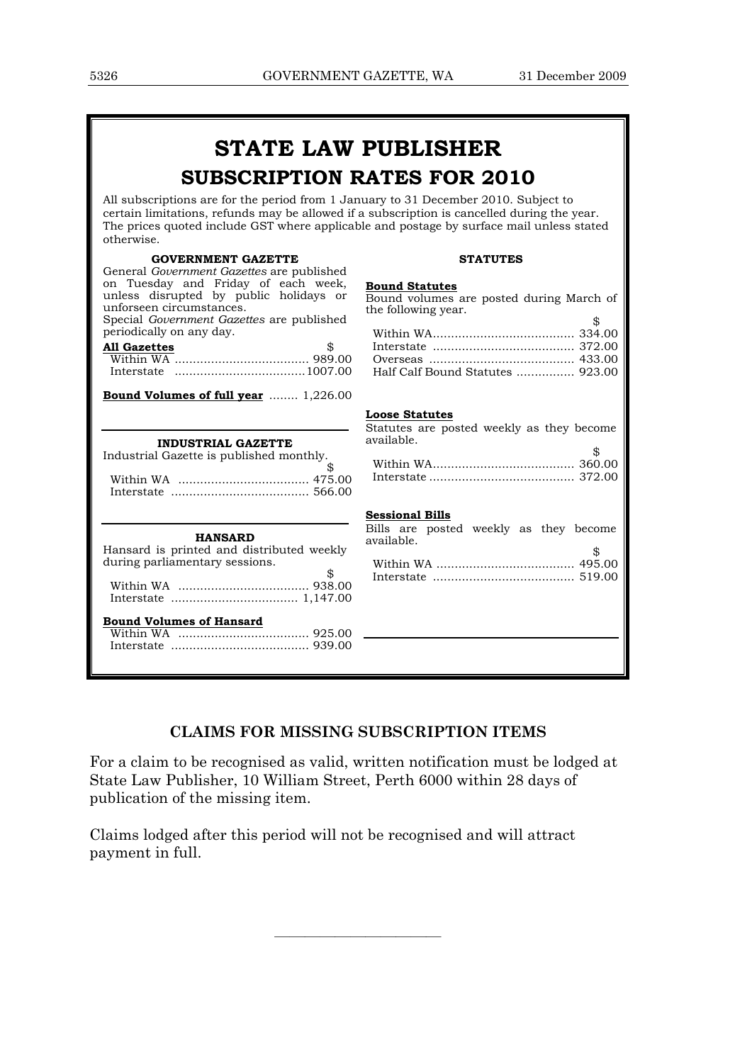# STATE LAW PUBLISHER

## SUBSCRIPTION RATES FOR 2010

All subscriptions are for the period from 1 January to 31 December 2010. Subject to certain limitations, refunds may be allowed if a subscription is cancelled during the year. The prices quoted include GST where applicable and postage by surface mail unless stated otherwise.

### GOVERNMENT GAZETTE

General *Government Gazettes* are published on Tuesday and Friday of each week, unless disrupted by public holidays or unforseen circumstances.

Special *Government Gazettes* are published periodically on any day.

| **All Gazettes** | $ |
|---|---|
| Within WA | 989.00 |
| Interstate | 1007.00 |

**Bound Volumes of full year** ........ 1,226.00

### INDUSTRIAL GAZETTE

Industrial Gazette is published monthly.

| | $ |
|---|---|
| Within WA | 475.00 |
| Interstate | 566.00 |

### HANSARD

Hansard is printed and distributed weekly during parliamentary sessions.

| | $ |
|---|---|
| Within WA | 938.00 |
| Interstate | 1,147.00 |

**Bound Volumes of Hansard**

| | |
|---|---|
| Within WA | 925.00 |
| Interstate | 939.00 |

### STATUTES

**Bound Statutes**

Bound volumes are posted during March of the following year.

| | $ |
|---|---|
| Within WA | 334.00 |
| Interstate | 372.00 |
| Overseas | 433.00 |
| Half Calf Bound Statutes | 923.00 |

**Loose Statutes**

Statutes are posted weekly as they become available.

| | $ |
|---|---|
| Within WA | 360.00 |
| Interstate | 372.00 |

**Sessional Bills**

Bills are posted weekly as they become available.

| | $ |
|---|---|
| Within WA | 495.00 |
| Interstate | 519.00 |

## CLAIMS FOR MISSING SUBSCRIPTION ITEMS

For a claim to be recognised as valid, written notification must be lodged at State Law Publisher, 10 William Street, Perth 6000 within 28 days of publication of the missing item.

Claims lodged after this period will not be recognised and will attract payment in full.

---